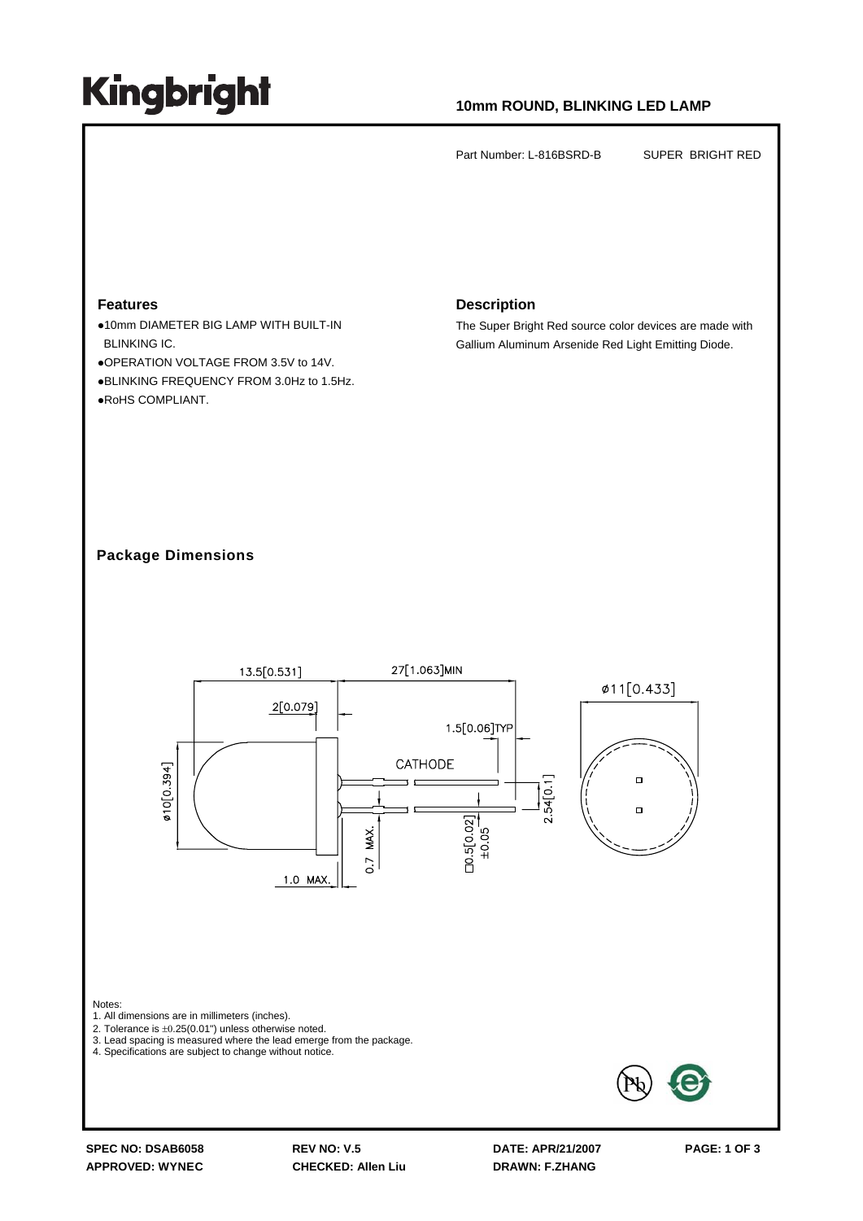# Kingbright

## 10mm ROUND, BLINKING LED LAMP

Part Number: L-816BSRD-B    SUPER BRIGHT RED

### Features

- 10mm DIAMETER BIG LAMP WITH BUILT-IN BLINKING IC.
- OPERATION VOLTAGE FROM 3.5V to 14V.
- BLINKING FREQUENCY FROM 3.0Hz to 1.5Hz.
- RoHS COMPLIANT.

### Description

The Super Bright Red source color devices are made with Gallium Aluminum Arsenide Red Light Emitting Diode.

### Package Dimensions

13.5[0.531]  27[1.063]MIN  2[0.079]  1.5[0.06]TYP  ø11[0.433]  ø10[0.394]  CATHODE  2.54[0.1]  0.7 MAX.  □0.5[0.02] ±0.05  1.0 MAX.

Notes:
1. All dimensions are in millimeters (inches).
2. Tolerance is ±0.25(0.01") unless otherwise noted.
3. Lead spacing is measured where the lead emerge from the package.
4. Specifications are subject to change without notice.

SPEC NO: DSAB6058    REV NO: V.5    DATE: APR/21/2007
APPROVED: WYNEC    CHECKED: Allen Liu    DRAWN: F.ZHANG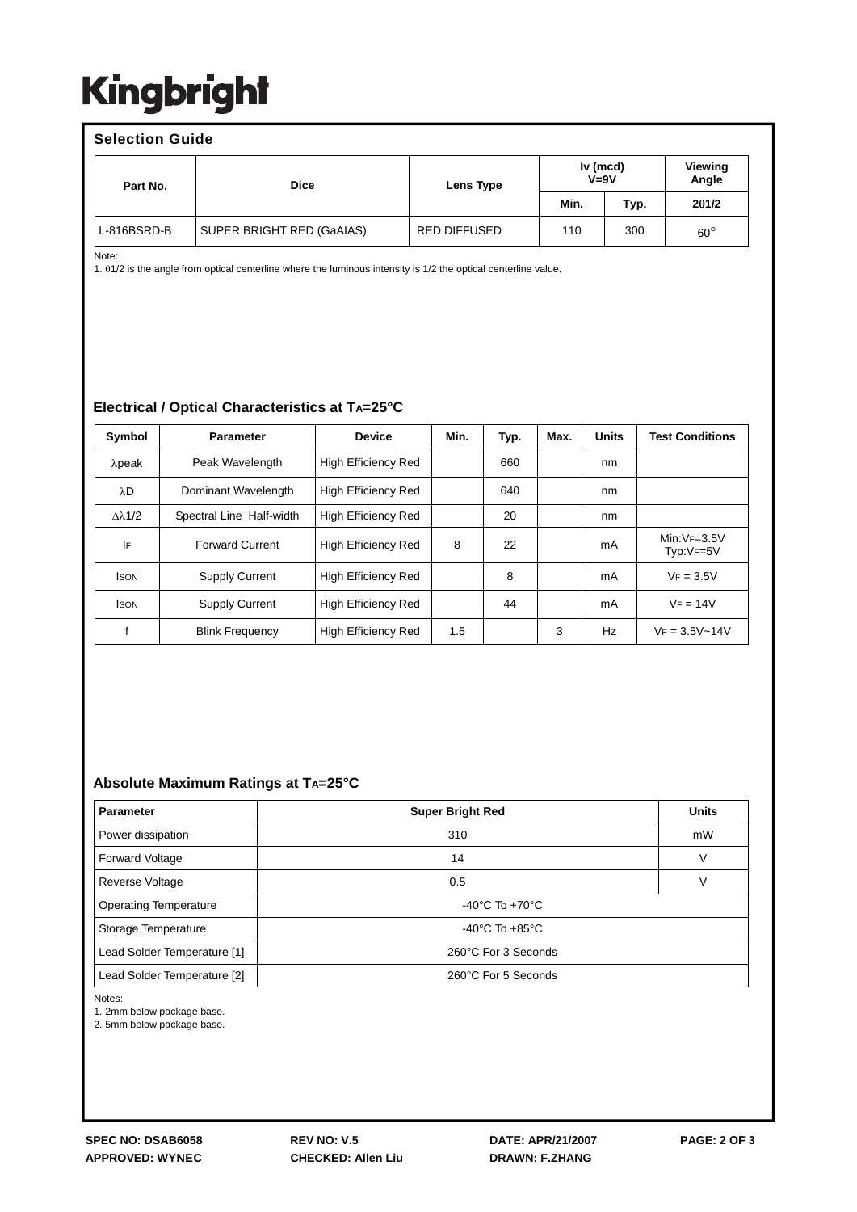# Kingbright

## Selection Guide

| Part No. | Dice | Lens Type | Iv (mcd) V=9V | | Viewing Angle |
|---|---|---|---|---|---|
| | | | Min. | Typ. | 2θ1/2 |
| L-816BSRD-B | SUPER BRIGHT RED (GaAlAS) | RED DIFFUSED | 110 | 300 | 60° |

Note:
1. θ1/2 is the angle from optical centerline where the luminous intensity is 1/2 the optical centerline value.

## Electrical / Optical Characteristics at $T_A$=25°C

| Symbol | Parameter | Device | Min. | Typ. | Max. | Units | Test Conditions |
|---|---|---|---|---|---|---|---|
| $\lambda$peak | Peak Wavelength | High Efficiency Red | | 660 | | nm | |
| $\lambda$D | Dominant Wavelength | High Efficiency Red | | 640 | | nm | |
| $\Delta\lambda$1/2 | Spectral Line Half-width | High Efficiency Red | | 20 | | nm | |
| $I_F$ | Forward Current | High Efficiency Red | 8 | 22 | | mA | Min:$V_F$=3.5V Typ:$V_F$=5V |
| $I_{SON}$ | Supply Current | High Efficiency Red | | 8 | | mA | $V_F$ = 3.5V |
| $I_{SON}$ | Supply Current | High Efficiency Red | | 44 | | mA | $V_F$ = 14V |
| f | Blink Frequency | High Efficiency Red | 1.5 | | 3 | Hz | $V_F$ = 3.5V~14V |

## Absolute Maximum Ratings at $T_A$=25°C

| Parameter | Super Bright Red | Units |
|---|---|---|
| Power dissipation | 310 | mW |
| Forward Voltage | 14 | V |
| Reverse Voltage | 0.5 | V |
| Operating Temperature | -40°C To +70°C | |
| Storage Temperature | -40°C To +85°C | |
| Lead Solder Temperature [1] | 260°C For 3 Seconds | |
| Lead Solder Temperature [2] | 260°C For 5 Seconds | |

Notes:
1. 2mm below package base.
2. 5mm below package base.

SPEC NO: DSAB6058 REV NO: V.5 DATE: APR/21/2007
APPROVED: WYNEC CHECKED: Allen Liu DRAWN: F.ZHANG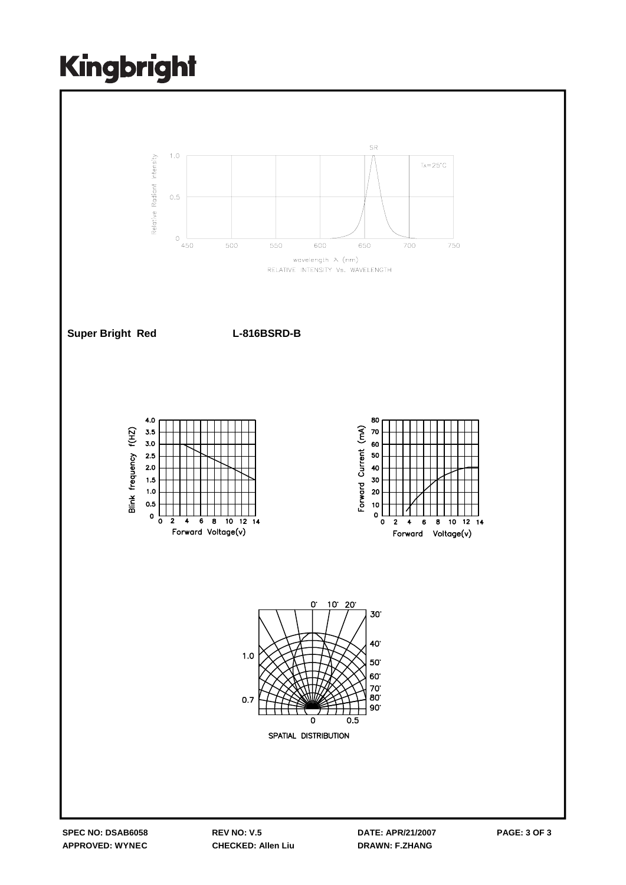Kingbright

SR

1.0

0.5

0

450 500 550 600 650 700 750

Relative Radiant Intensity

$T_A$=25°C

wavelength λ (nm)

RELATIVE INTENSITY Vs. WAVELENGTH

**Super Bright Red** **L-816BSRD-B**

Blink frequency f(HZ)

4.0
3.5
3.0
2.5
2.0
1.5
1.0
0.5
0

0 2 4 6 8 10 12 14

Forward Voltage(v)

Forward Current (mA)

80
70
60
50
40
30
20
10
0

0 2 4 6 8 10 12 14

Forward Voltage(v)

0° 10° 20°

30°

40°

50°

60°

70°

80°

90°

1.0

0.7

0 0.5

SPATIAL DISTRIBUTION

SPEC NO: DSAB6058 REV NO: V.5 DATE: APR/21/2007

APPROVED: WYNEC CHECKED: Allen Liu DRAWN: F.ZHANG